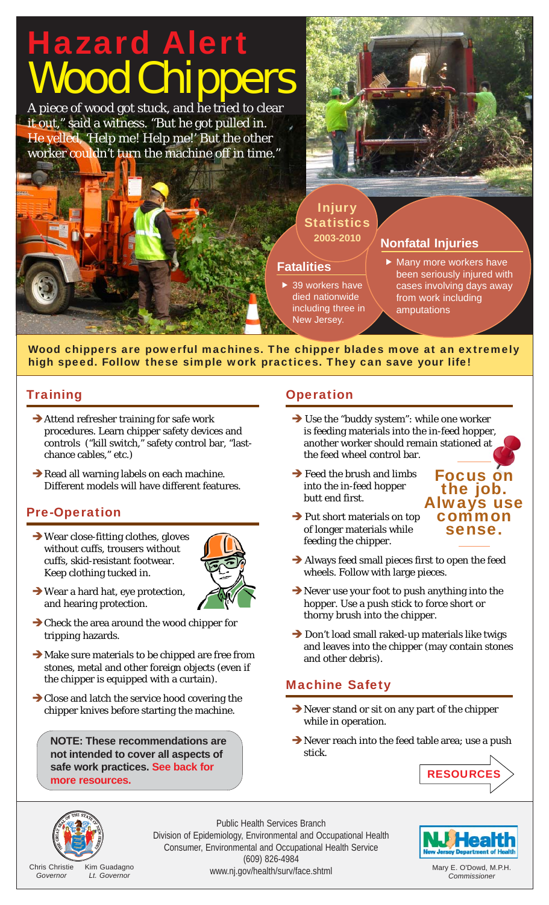# Hazard Alert
# Wood Chippers

A piece of wood got stuck, and he tried to clear it out," said a witness. "But he got pulled in. He yelled, 'Help me! Help me!' But the other worker couldn't turn the machine off in time."

## Injury Statistics 2003-2010

### Fatalities

- 39 workers have died nationwide including three in New Jersey.

### Nonfatal Injuries

- Many more workers have been seriously injured with cases involving days away from work including amputations

**Wood chippers are powerful machines. The chipper blades move at an extremely high speed. Follow these simple work practices. They can save your life!**

## Training

- Attend refresher training for safe work procedures. Learn chipper safety devices and controls ("kill switch," safety control bar, "last-chance cables," etc.)
- Read all warning labels on each machine. Different models will have different features.

## Pre-Operation

- Wear close-fitting clothes, gloves without cuffs, trousers without cuffs, skid-resistant footwear. Keep clothing tucked in.
- Wear a hard hat, eye protection, and hearing protection.
- Check the area around the wood chipper for tripping hazards.
- Make sure materials to be chipped are free from stones, metal and other foreign objects (even if the chipper is equipped with a curtain).
- Close and latch the service hood covering the chipper knives before starting the machine.

**NOTE: These recommendations are not intended to cover all aspects of safe work practices. See back for more resources.**

## Operation

- Use the "buddy system": while one worker is feeding materials into the in-feed hopper, another worker should remain stationed at the feed wheel control bar.
- Feed the brush and limbs into the in-feed hopper butt end first.
- Put short materials on top of longer materials while feeding the chipper.
- Always feed small pieces first to open the feed wheels. Follow with large pieces.
- Never use your foot to push anything into the hopper. Use a push stick to force short or thorny brush into the chipper.
- Don't load small raked-up materials like twigs and leaves into the chipper (may contain stones and other debris).

**Focus on the job. Always use common sense.**

## Machine Safety

- Never stand or sit on any part of the chipper while in operation.
- Never reach into the feed table area; use a push stick.

**RESOURCES**

Chris Christie, *Governor* — Kim Guadagno, *Lt. Governor*

Public Health Services Branch
Division of Epidemiology, Environmental and Occupational Health
Consumer, Environmental and Occupational Health Service
(609) 826-4984
www.nj.gov/health/surv/face.shtml

NJ Health — New Jersey Department of Health
Mary E. O'Dowd, M.P.H., *Commissioner*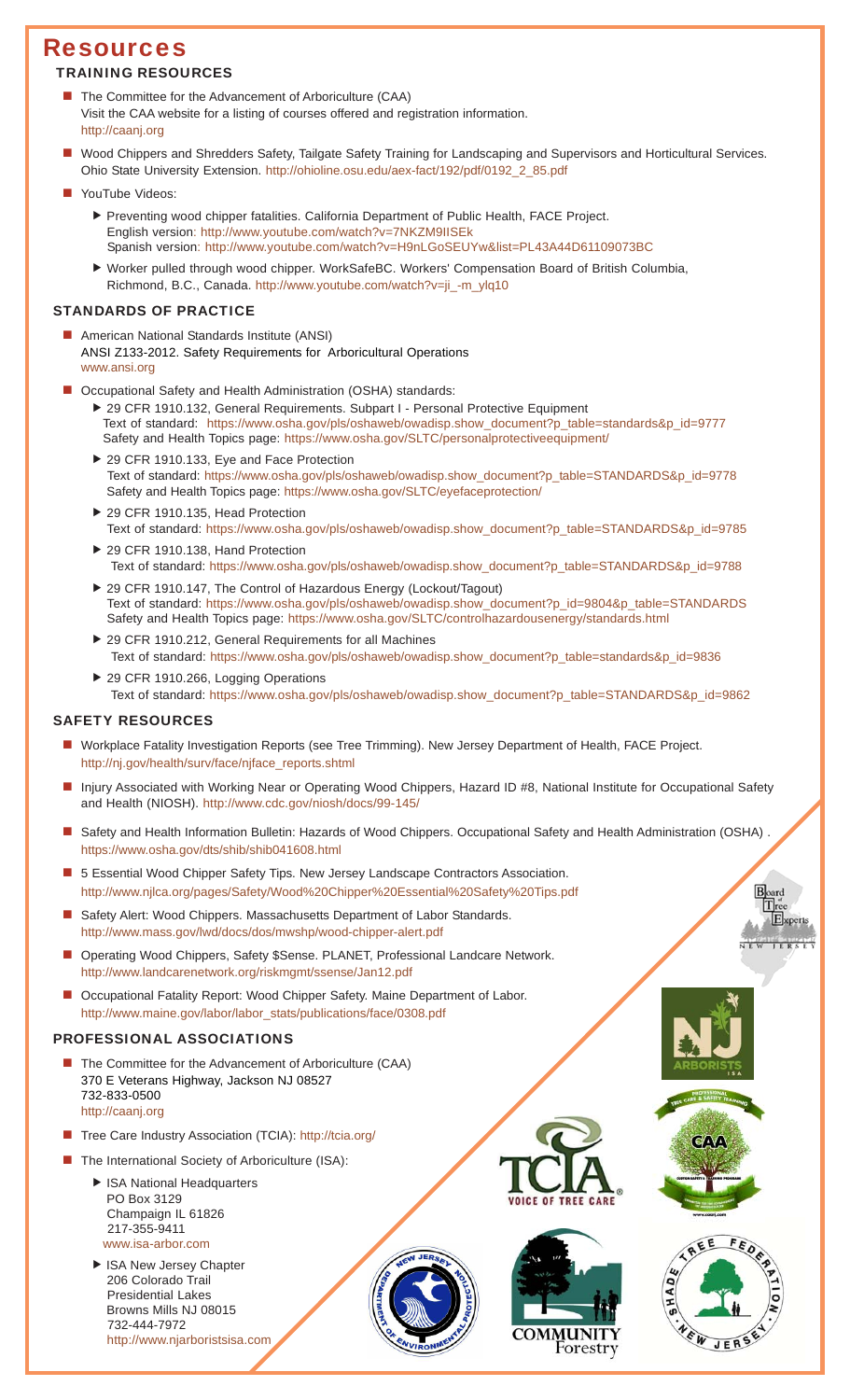# Resources

## TRAINING RESOURCES

- The Committee for the Advancement of Arboriculture (CAA)
  Visit the CAA website for a listing of courses offered and registration information.
  http://caanj.org
- Wood Chippers and Shredders Safety, Tailgate Safety Training for Landscaping and Supervisors and Horticultural Services. Ohio State University Extension. http://ohioline.osu.edu/aex-fact/192/pdf/0192_2_85.pdf
- YouTube Videos:
  - Preventing wood chipper fatalities. California Department of Public Health, FACE Project.
    English version: http://www.youtube.com/watch?v=7NKZM9IISEk
    Spanish version: http://www.youtube.com/watch?v=H9nLGoSEUYw&list=PL43A44D61109073BC
  - Worker pulled through wood chipper. WorkSafeBC. Workers' Compensation Board of British Columbia, Richmond, B.C., Canada. http://www.youtube.com/watch?v=ji_-m_ylq10

## STANDARDS OF PRACTICE

- American National Standards Institute (ANSI)
  ANSI Z133-2012. Safety Requirements for Arboricultural Operations
  www.ansi.org
- Occupational Safety and Health Administration (OSHA) standards:
  - 29 CFR 1910.132, General Requirements. Subpart I - Personal Protective Equipment
    Text of standard: https://www.osha.gov/pls/oshaweb/owadisp.show_document?p_table=standards&p_id=9777
    Safety and Health Topics page: https://www.osha.gov/SLTC/personalprotectiveequipment/
  - 29 CFR 1910.133, Eye and Face Protection
    Text of standard: https://www.osha.gov/pls/oshaweb/owadisp.show_document?p_table=STANDARDS&p_id=9778
    Safety and Health Topics page: https://www.osha.gov/SLTC/eyefaceprotection/
  - 29 CFR 1910.135, Head Protection
    Text of standard: https://www.osha.gov/pls/oshaweb/owadisp.show_document?p_table=STANDARDS&p_id=9785
  - 29 CFR 1910.138, Hand Protection
    Text of standard: https://www.osha.gov/pls/oshaweb/owadisp.show_document?p_table=STANDARDS&p_id=9788
  - 29 CFR 1910.147, The Control of Hazardous Energy (Lockout/Tagout)
    Text of standard: https://www.osha.gov/pls/oshaweb/owadisp.show_document?p_id=9804&p_table=STANDARDS
    Safety and Health Topics page: https://www.osha.gov/SLTC/controlhazardousenergy/standards.html
  - 29 CFR 1910.212, General Requirements for all Machines
    Text of standard: https://www.osha.gov/pls/oshaweb/owadisp.show_document?p_table=standards&p_id=9836
  - 29 CFR 1910.266, Logging Operations
    Text of standard: https://www.osha.gov/pls/oshaweb/owadisp.show_document?p_table=STANDARDS&p_id=9862

## SAFETY RESOURCES

- Workplace Fatality Investigation Reports (see Tree Trimming). New Jersey Department of Health, FACE Project. http://nj.gov/health/surv/face/njface_reports.shtml
- Injury Associated with Working Near or Operating Wood Chippers, Hazard ID #8, National Institute for Occupational Safety and Health (NIOSH). http://www.cdc.gov/niosh/docs/99-145/
- Safety and Health Information Bulletin: Hazards of Wood Chippers. Occupational Safety and Health Administration (OSHA) . https://www.osha.gov/dts/shib/shib041608.html
- 5 Essential Wood Chipper Safety Tips. New Jersey Landscape Contractors Association. http://www.njlca.org/pages/Safety/Wood%20Chipper%20Essential%20Safety%20Tips.pdf
- Safety Alert: Wood Chippers. Massachusetts Department of Labor Standards. http://www.mass.gov/lwd/docs/dos/mwshp/wood-chipper-alert.pdf
- Operating Wood Chippers, Safety $Sense. PLANET, Professional Landcare Network. http://www.landcarenetwork.org/riskmgmt/ssense/Jan12.pdf
- Occupational Fatality Report: Wood Chipper Safety. Maine Department of Labor. http://www.maine.gov/labor/labor_stats/publications/face/0308.pdf

## PROFESSIONAL ASSOCIATIONS

- The Committee for the Advancement of Arboriculture (CAA)
  370 E Veterans Highway, Jackson NJ 08527
  732-833-0500
  http://caanj.org
- Tree Care Industry Association (TCIA): http://tcia.org/
- The International Society of Arboriculture (ISA):
  - ISA National Headquarters
    PO Box 3129
    Champaign IL 61826
    217-355-9411
    www.isa-arbor.com
  - ISA New Jersey Chapter
    206 Colorado Trail
    Presidential Lakes
    Browns Mills NJ 08015
    732-444-7972
    http://www.njarboristsisa.com